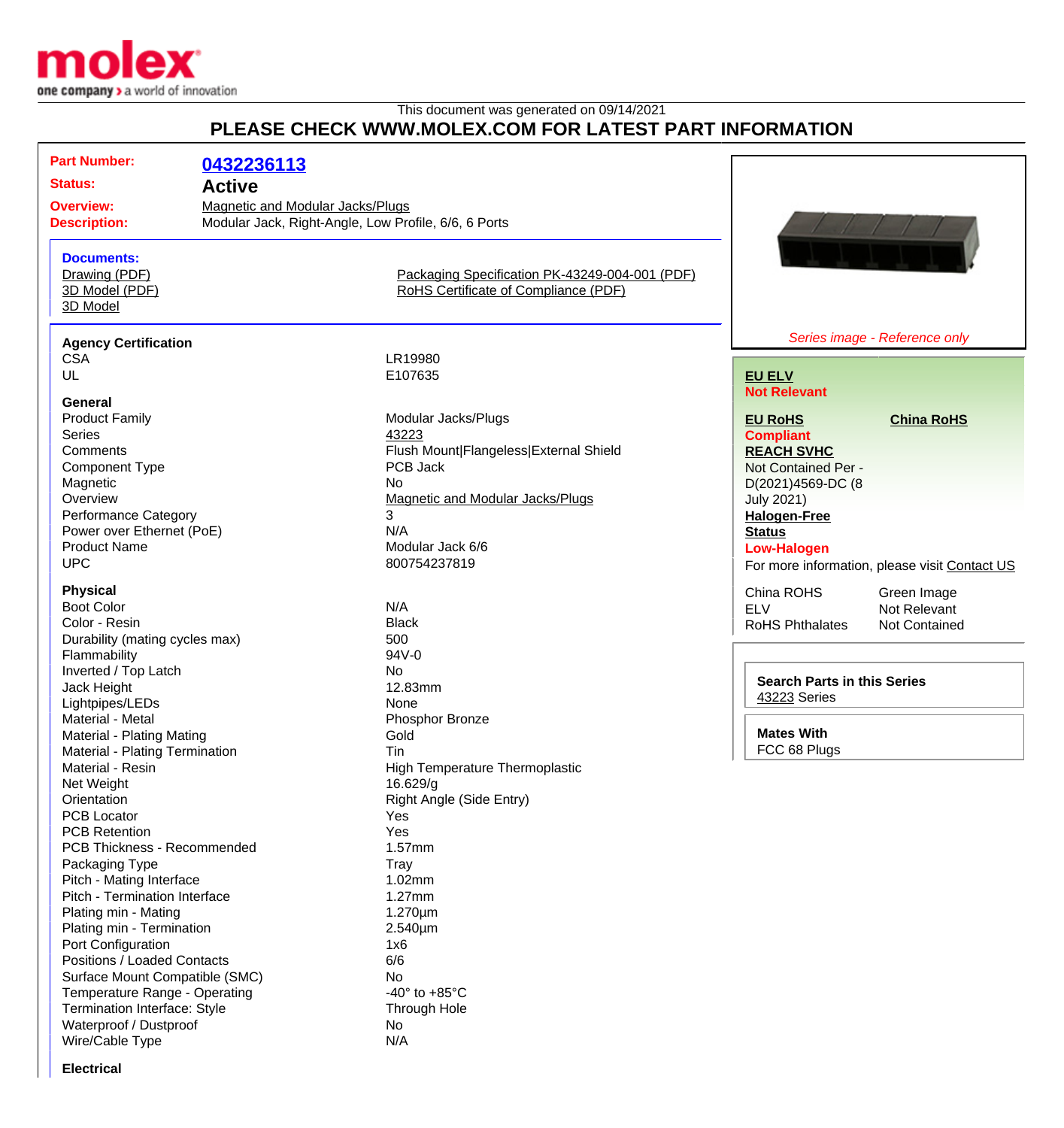molex
one company > a world of innovation

This document was generated on 09/14/2021

# PLEASE CHECK WWW.MOLEX.COM FOR LATEST PART INFORMATION

**Part Number:** 0432236113
**Status:** Active
**Overview:** Magnetic and Modular Jacks/Plugs
**Description:** Modular Jack, Right-Angle, Low Profile, 6/6, 6 Ports

**Documents:**

- Drawing (PDF)
- 3D Model (PDF)
- 3D Model
- Packaging Specification PK-43249-004-001 (PDF)
- RoHS Certificate of Compliance (PDF)

*Series image - Reference only*

**EU ELV**
Not Relevant

**EU RoHS**
Compliant

**China RoHS**

**REACH SVHC**
Not Contained Per - D(2021)4569-DC (8 July 2021)

**Halogen-Free Status**
Low-Halogen

For more information, please visit Contact US

| | |
|---|---|
| China ROHS | Green Image |
| ELV | Not Relevant |
| RoHS Phthalates | Not Contained |

**Search Parts in this Series**
43223 Series

**Mates With**
FCC 68 Plugs

### Agency Certification

| | |
|---|---|
| CSA | LR19980 |
| UL | E107635 |

### General

| | |
|---|---|
| Product Family | Modular Jacks/Plugs |
| Series | 43223 |
| Comments | Flush Mount\|Flangeless\|External Shield |
| Component Type | PCB Jack |
| Magnetic | No |
| Overview | Magnetic and Modular Jacks/Plugs |
| Performance Category | 3 |
| Power over Ethernet (PoE) | N/A |
| Product Name | Modular Jack 6/6 |
| UPC | 800754237819 |

### Physical

| | |
|---|---|
| Boot Color | N/A |
| Color - Resin | Black |
| Durability (mating cycles max) | 500 |
| Flammability | 94V-0 |
| Inverted / Top Latch | No |
| Jack Height | 12.83mm |
| Lightpipes/LEDs | None |
| Material - Metal | Phosphor Bronze |
| Material - Plating Mating | Gold |
| Material - Plating Termination | Tin |
| Material - Resin | High Temperature Thermoplastic |
| Net Weight | 16.629/g |
| Orientation | Right Angle (Side Entry) |
| PCB Locator | Yes |
| PCB Retention | Yes |
| PCB Thickness - Recommended | 1.57mm |
| Packaging Type | Tray |
| Pitch - Mating Interface | 1.02mm |
| Pitch - Termination Interface | 1.27mm |
| Plating min - Mating | 1.270µm |
| Plating min - Termination | 2.540µm |
| Port Configuration | 1x6 |
| Positions / Loaded Contacts | 6/6 |
| Surface Mount Compatible (SMC) | No |
| Temperature Range - Operating | -40° to +85°C |
| Termination Interface: Style | Through Hole |
| Waterproof / Dustproof | No |
| Wire/Cable Type | N/A |

### Electrical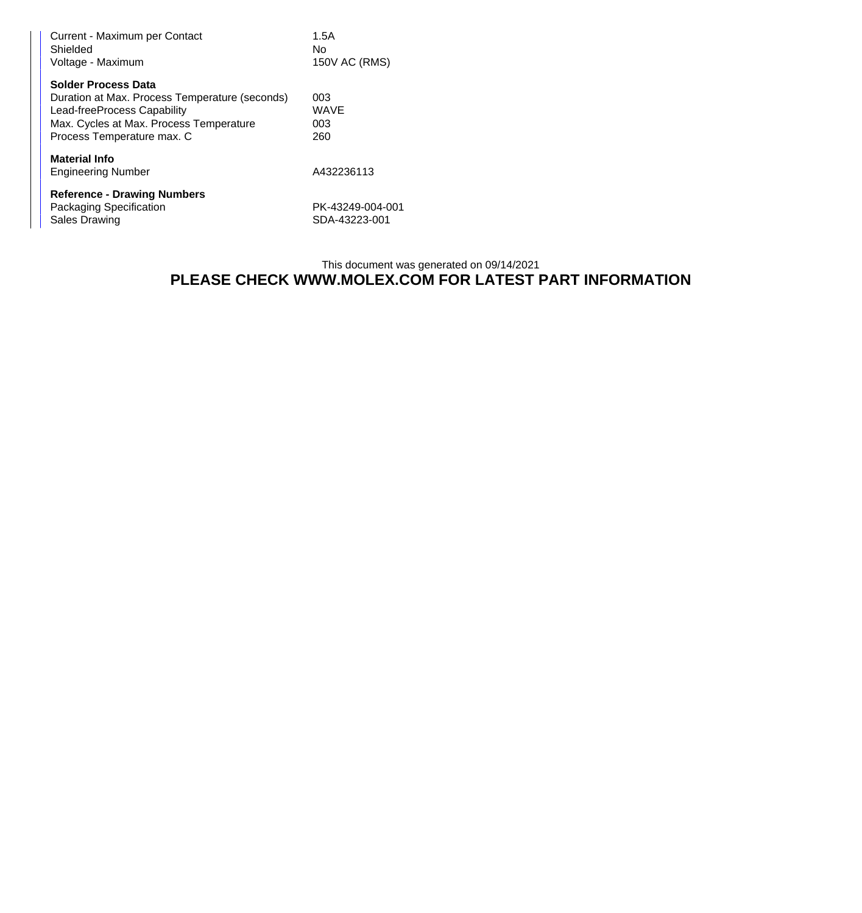| | |
|---|---|
| Current - Maximum per Contact | 1.5A |
| Shielded | No |
| Voltage - Maximum | 150V AC (RMS) |

**Solder Process Data**

| | |
|---|---|
| Duration at Max. Process Temperature (seconds) | 003 |
| Lead-freeProcess Capability | WAVE |
| Max. Cycles at Max. Process Temperature | 003 |
| Process Temperature max. C | 260 |

**Material Info**

| | |
|---|---|
| Engineering Number | A432236113 |

**Reference - Drawing Numbers**

| | |
|---|---|
| Packaging Specification | PK-43249-004-001 |
| Sales Drawing | SDA-43223-001 |

This document was generated on 09/14/2021

**PLEASE CHECK WWW.MOLEX.COM FOR LATEST PART INFORMATION**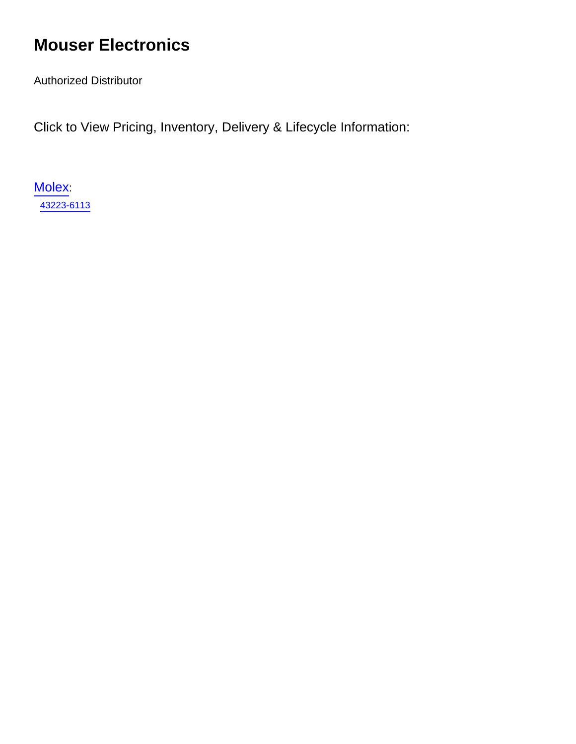# Mouser Electronics

Authorized Distributor

Click to View Pricing, Inventory, Delivery & Lifecycle Information:

Molex:

43223-6113